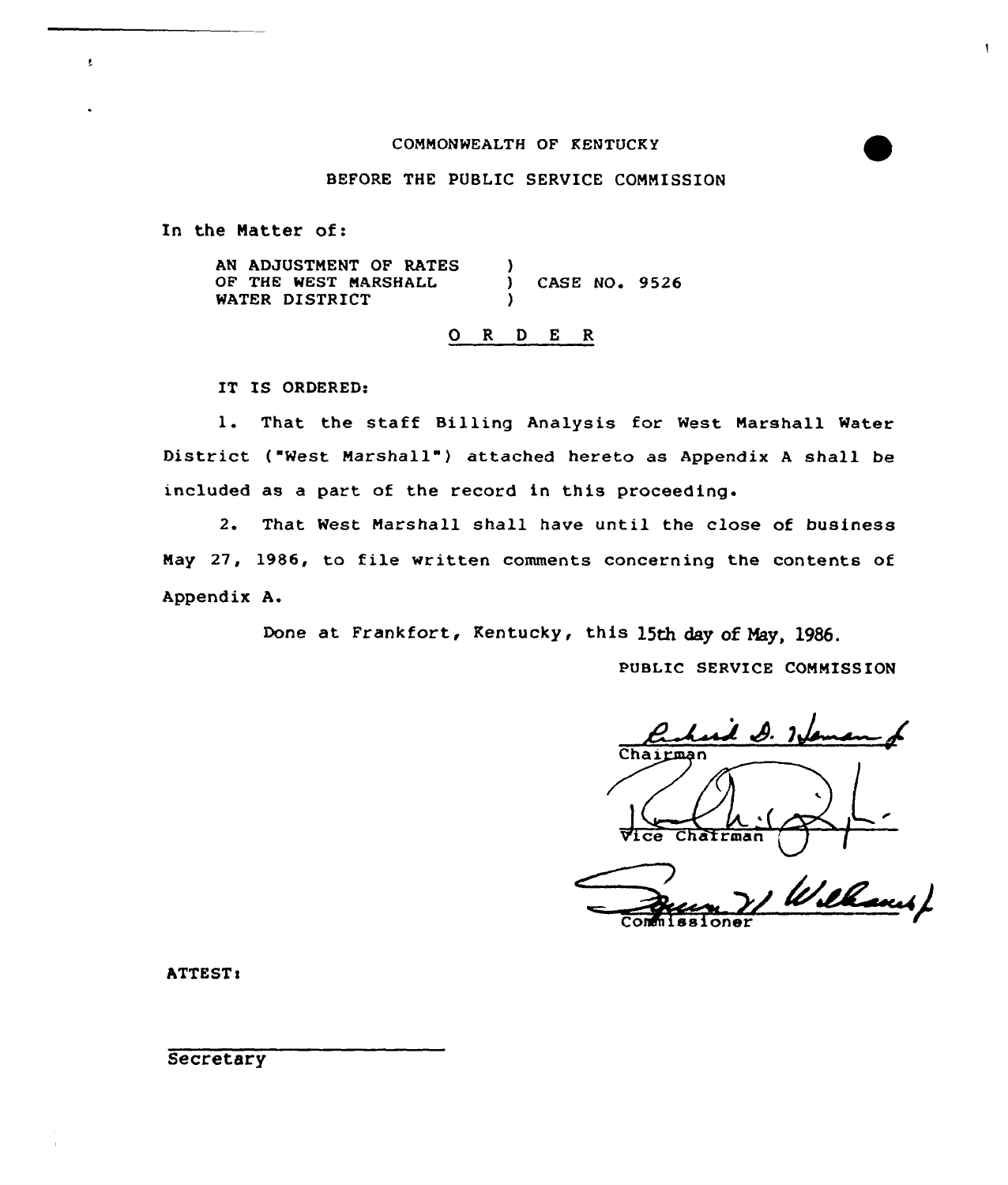COMMONWEALTH OF KENTUCKY

BEFORE THE PUBLIC SERVICE COMMISSION

In the Matter of:

AN ADJUSTMENT OF RATES OF THE WEST MARSHALL WATER DISTRICT ) CASE NO. 9526

O R D E R

IT IS ORDERED:

1. That the staff Billing Analysis for West Marshall Water District ("West Marshall") attached hereto as Appendix A shall be included as a part of the record in this proceeding.

2. That West Marshall shall have until the close of business May 27, 1986, to file written comments concerning the contents of Appendix A.

Done at Frankfort, Kentucky, this 15th day of May, 1986.

PUBLIC SERVICE COMMISSION

Chairman

Vice Chairman

Commissioner

ATTEST:

Secretary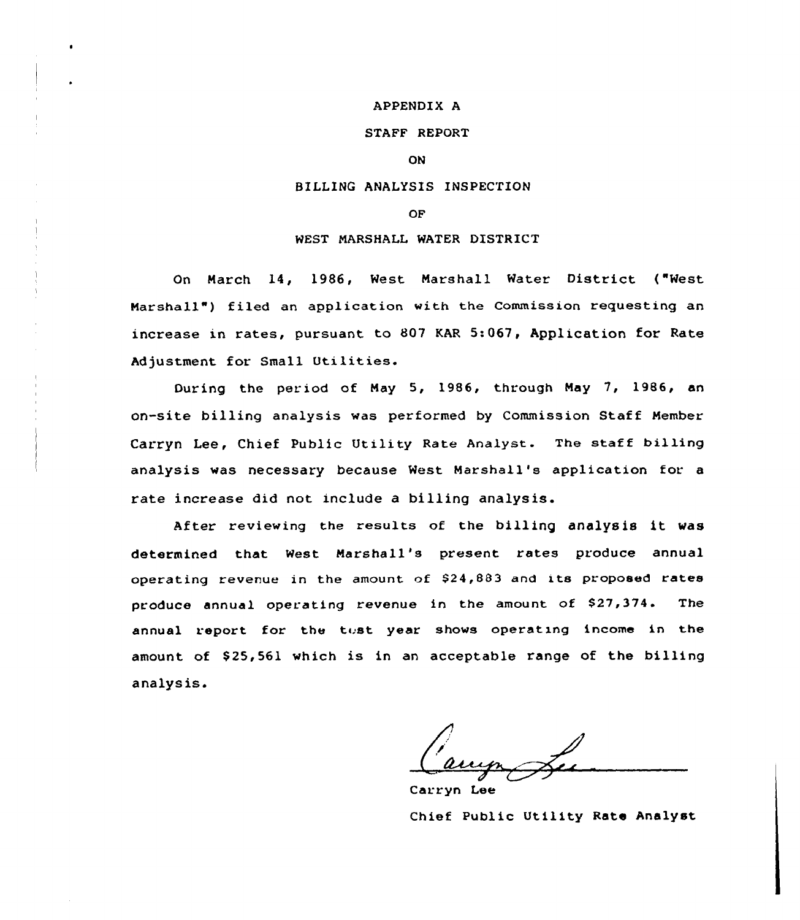# APPENDIX A

## STAFF REPORT

## ON

## BILLING ANALYSIS INSPECTION

## OF

## WEST MARSHALL WATER DISTRICT

On March 14, 1986, West Marshall Water District ("West Marshall") filed an application with the Commission requesting an increase in rates, pursuant to 807 KAR 5:067, Application for Rate Adjustment for Small Utilities.

During the period of May 5, 1986, through May 7, 1986, an on-site billing analysis was performed by Commission Staff Member Carryn Lee, Chief Public Utility Rate Analyst. The staff billing analysis was necessary because West Marshall's application for a rate increase did not include a billing analysis.

After reviewing the results of the billing analysis it was determined that West Marshall's present rates produce annual operating revenue in the amount of $24,883 and its proposed rates produce annual operating revenue in the amount of $27,374. The annual report for the test year shows operating income in the amount of $25,561 which is in an acceptable range of the billing analysis.

Carryn Lee

Chief Public Utility Rate Analyst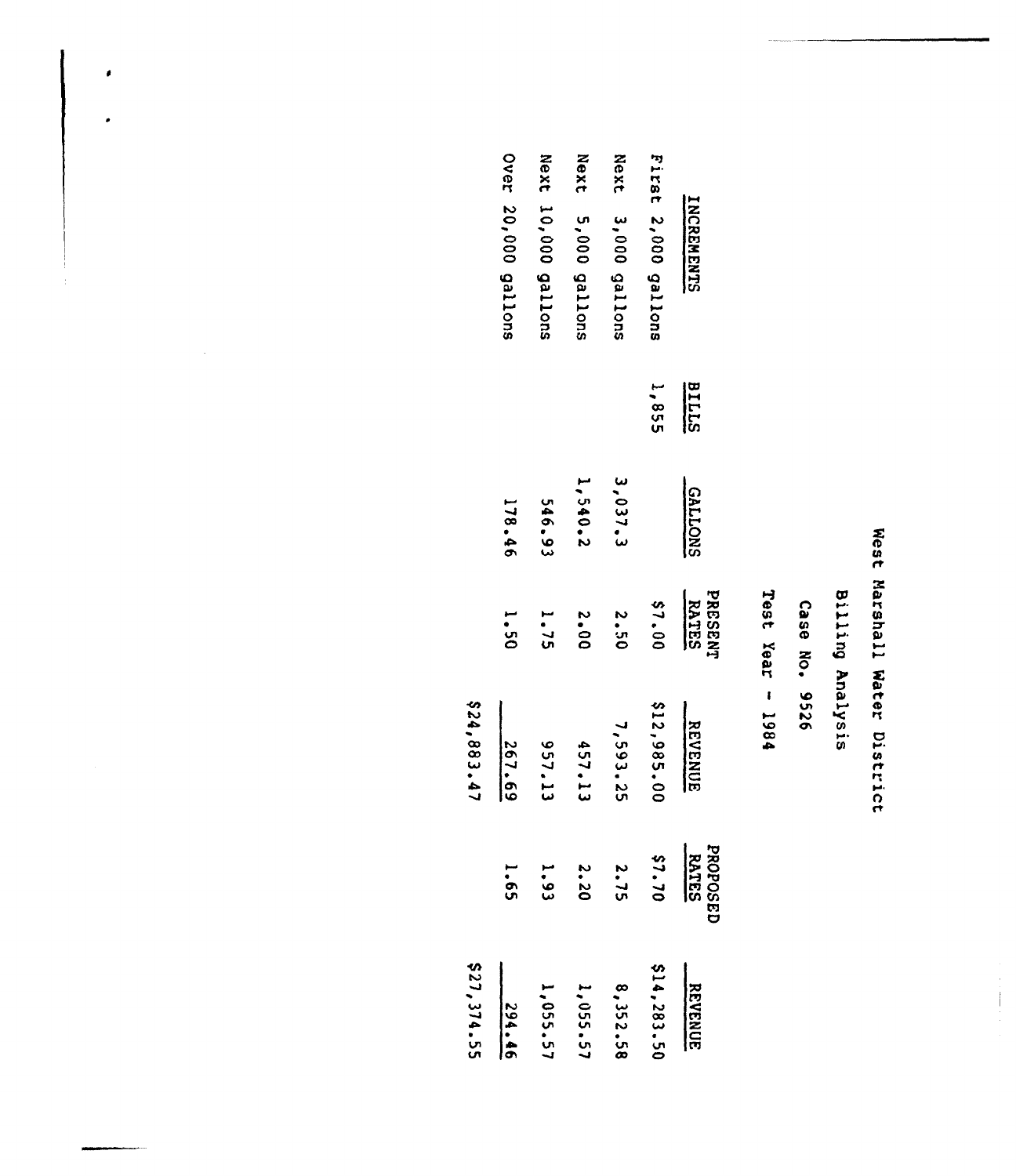# West Marshall Water District

## Billing Analysis

## Case No. 9526

## Test Year - 1984

| INCREMENTS | BILLS | GALLONS | PRESENT RATES | REVENUE | PROPOSED RATES | REVENUE |
|---|---|---|---|---|---|---|
| First 2,000 gallons | 1,855 | | $7.00 | $12,985.00 | $7.70 | $14,283.50 |
| Next 3,000 gallons | | 3,037.3 | 2.50 | 7,593.25 | 2.75 | 8,352.58 |
| Next 5,000 gallons | | 1,540.2 | 2.00 | 457.13 | 2.20 | 1,055.57 |
| Next 10,000 gallons | | 546.93 | 1.75 | 957.13 | 1.93 | 1,055.57 |
| Over 20,000 gallons | | 178.46 | 1.50 | 267.69 | 1.65 | 294.46 |
| | | | | $24,883.47 | | $27,374.55 |